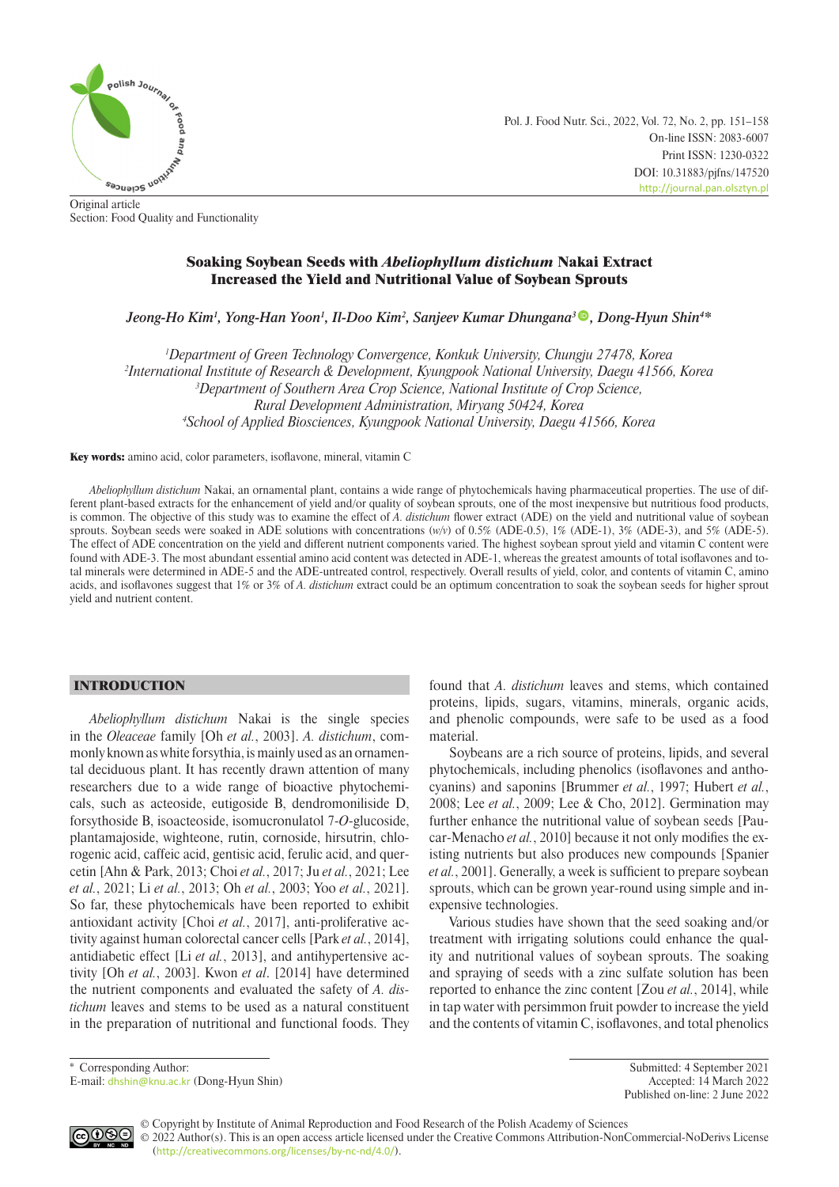Original article
Section: Food Quality and Functionality

# Soaking Soybean Seeds with *Abeliophyllum distichum* Nakai Extract Increased the Yield and Nutritional Value of Soybean Sprouts

*Jeong-Ho Kim[1], Yong-Han Yoon[1], Il-Doo Kim[2], Sanjeev Kumar Dhungana[3], Dong-Hyun Shin[4]**

*[1]Department of Green Technology Convergence, Konkuk University, Chungju 27478, Korea*
*[2]International Institute of Research & Development, Kyungpook National University, Daegu 41566, Korea*
*[3]Department of Southern Area Crop Science, National Institute of Crop Science, Rural Development Administration, Miryang 50424, Korea*
*[4]School of Applied Biosciences, Kyungpook National University, Daegu 41566, Korea*

**Key words:** amino acid, color parameters, isoflavone, mineral, vitamin C

*Abeliophyllum distichum* Nakai, an ornamental plant, contains a wide range of phytochemicals having pharmaceutical properties. The use of different plant-based extracts for the enhancement of yield and/or quality of soybean sprouts, one of the most inexpensive but nutritious food products, is common. The objective of this study was to examine the effect of *A. distichum* flower extract (ADE) on the yield and nutritional value of soybean sprouts. Soybean seeds were soaked in ADE solutions with concentrations (*w/v*) of 0.5% (ADE-0.5), 1% (ADE-1), 3% (ADE-3), and 5% (ADE-5). The effect of ADE concentration on the yield and different nutrient components varied. The highest soybean sprout yield and vitamin C content were found with ADE-3. The most abundant essential amino acid content was detected in ADE-1, whereas the greatest amounts of total isoflavones and total minerals were determined in ADE-5 and the ADE-untreated control, respectively. Overall results of yield, color, and contents of vitamin C, amino acids, and isoflavones suggest that 1% or 3% of *A. distichum* extract could be an optimum concentration to soak the soybean seeds for higher sprout yield and nutrient content.

## INTRODUCTION

*Abeliophyllum distichum* Nakai is the single species in the *Oleaceae* family [Oh *et al.*, 2003]. *A. distichum*, commonly known as white forsythia, is mainly used as an ornamental deciduous plant. It has recently drawn attention of many researchers due to a wide range of bioactive phytochemicals, such as acteoside, eutigoside B, dendromoniliside D, forsythoside B, isoacteoside, isomucronulatol 7-*O*-glucoside, plantamajoside, wighteone, rutin, cornoside, hirsutrin, chlorogenic acid, caffeic acid, gentisic acid, ferulic acid, and quercetin [Ahn & Park, 2013; Choi *et al.*, 2017; Ju *et al.*, 2021; Lee *et al.*, 2021; Li *et al.*, 2013; Oh *et al.*, 2003; Yoo *et al.*, 2021]. So far, these phytochemicals have been reported to exhibit antioxidant activity [Choi *et al.*, 2017], anti-proliferative activity against human colorectal cancer cells [Park *et al.*, 2014], antidiabetic effect [Li *et al.*, 2013], and antihypertensive activity [Oh *et al.*, 2003]. Kwon *et al*. [2014] have determined the nutrient components and evaluated the safety of *A. distichum* leaves and stems to be used as a natural constituent in the preparation of nutritional and functional foods. They found that *A. distichum* leaves and stems, which contained proteins, lipids, sugars, vitamins, minerals, organic acids, and phenolic compounds, were safe to be used as a food material.

Soybeans are a rich source of proteins, lipids, and several phytochemicals, including phenolics (isoflavones and anthocyanins) and saponins [Brummer *et al.*, 1997; Hubert *et al.*, 2008; Lee *et al.*, 2009; Lee & Cho, 2012]. Germination may further enhance the nutritional value of soybean seeds [Paucar-Menacho *et al.*, 2010] because it not only modifies the existing nutrients but also produces new compounds [Spanier *et al.*, 2001]. Generally, a week is sufficient to prepare soybean sprouts, which can be grown year-round using simple and inexpensive technologies.

Various studies have shown that the seed soaking and/or treatment with irrigating solutions could enhance the quality and nutritional values of soybean sprouts. The soaking and spraying of seeds with a zinc sulfate solution has been reported to enhance the zinc content [Zou *et al.*, 2014], while in tap water with persimmon fruit powder to increase the yield and the contents of vitamin C, isoflavones, and total phenolics

\* Corresponding Author:
E-mail: dhshin@knu.ac.kr (Dong-Hyun Shin)

Submitted: 4 September 2021
Accepted: 14 March 2022
Published on-line: 2 June 2022

© Copyright by Institute of Animal Reproduction and Food Research of the Polish Academy of Sciences
© 2022 Author(s). This is an open access article licensed under the Creative Commons Attribution-NonCommercial-NoDerivs License (http://creativecommons.org/licenses/by-nc-nd/4.0/).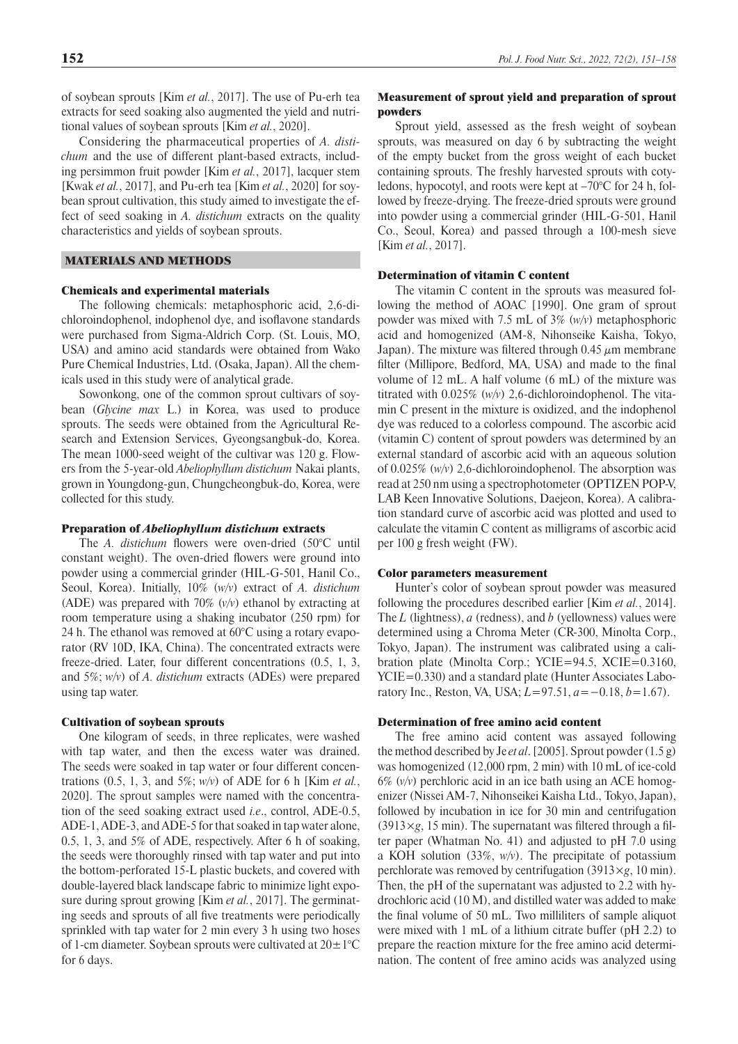of soybean sprouts [Kim *et al.*, 2017]. The use of Pu-erh tea extracts for seed soaking also augmented the yield and nutritional values of soybean sprouts [Kim *et al.*, 2020].

Considering the pharmaceutical properties of *A. distichum* and the use of different plant-based extracts, including persimmon fruit powder [Kim *et al.*, 2017], lacquer stem [Kwak *et al.*, 2017], and Pu-erh tea [Kim *et al.*, 2020] for soybean sprout cultivation, this study aimed to investigate the effect of seed soaking in *A. distichum* extracts on the quality characteristics and yields of soybean sprouts.

## MATERIALS AND METHODS

### Chemicals and experimental materials

The following chemicals: metaphosphoric acid, 2,6-dichloroindophenol, indophenol dye, and isoflavone standards were purchased from Sigma-Aldrich Corp. (St. Louis, MO, USA) and amino acid standards were obtained from Wako Pure Chemical Industries, Ltd. (Osaka, Japan). All the chemicals used in this study were of analytical grade.

Sowonkong, one of the common sprout cultivars of soybean (*Glycine max* L.) in Korea, was used to produce sprouts. The seeds were obtained from the Agricultural Research and Extension Services, Gyeongsangbuk-do, Korea. The mean 1000-seed weight of the cultivar was 120 g. Flowers from the 5-year-old *Abeliophyllum distichum* Nakai plants, grown in Youngdong-gun, Chungcheongbuk-do, Korea, were collected for this study.

### Preparation of *Abeliophyllum distichum* extracts

The *A. distichum* flowers were oven-dried (50°C until constant weight). The oven-dried flowers were ground into powder using a commercial grinder (HIL-G-501, Hanil Co., Seoul, Korea). Initially, 10% (*w/v*) extract of *A. distichum* (ADE) was prepared with 70% (*v/v*) ethanol by extracting at room temperature using a shaking incubator (250 rpm) for 24 h. The ethanol was removed at 60°C using a rotary evaporator (RV 10D, IKA, China). The concentrated extracts were freeze-dried. Later, four different concentrations (0.5, 1, 3, and 5%; *w/v*) of *A. distichum* extracts (ADEs) were prepared using tap water.

### Cultivation of soybean sprouts

One kilogram of seeds, in three replicates, were washed with tap water, and then the excess water was drained. The seeds were soaked in tap water or four different concentrations (0.5, 1, 3, and 5%; *w/v*) of ADE for 6 h [Kim *et al.*, 2020]. The sprout samples were named with the concentration of the seed soaking extract used *i.e*., control, ADE-0.5, ADE-3, ADE-1, and ADE-5 for that soaked in tap water alone, 0.5, 1, 3, and 5% of ADE, respectively. After 6 h of soaking, the seeds were thoroughly rinsed with tap water and put into the bottom-perforated 15-L plastic buckets, and covered with double-layered black landscape fabric to minimize light exposure during sprout growing [Kim *et al.*, 2017]. The germinating seeds and sprouts of all five treatments were periodically sprinkled with tap water for 2 min every 3 h using two hoses of 1-cm diameter. Soybean sprouts were cultivated at 20±1°C for 6 days.

### Measurement of sprout yield and preparation of sprout powders

Sprout yield, assessed as the fresh weight of soybean sprouts, was measured on day 6 by subtracting the weight of the empty bucket from the gross weight of each bucket containing sprouts. The freshly harvested sprouts with cotyledons, hypocotyl, and roots were kept at –70°C for 24 h, followed by freeze-drying. The freeze-dried sprouts were ground into powder using a commercial grinder (HIL-G-501, Hanil Co., Seoul, Korea) and passed through a 100-mesh sieve [Kim *et al.*, 2017].

### Determination of vitamin C content

The vitamin C content in the sprouts was measured following the method of AOAC [1990]. One gram of sprout powder was mixed with 7.5 mL of 3% (*w/v*) metaphosphoric acid and homogenized (AM-8, Nihonseike Kaisha, Tokyo, Japan). The mixture was filtered through 0.45 $\mu$m membrane filter (Millipore, Bedford, MA, USA) and made to the final volume of 12 mL. A half volume (6 mL) of the mixture was titrated with 0.025% (*w/v*) 2,6-dichloroindophenol. The vitamin C present in the mixture is oxidized, and the indophenol dye was reduced to a colorless compound. The ascorbic acid (vitamin C) content of sprout powders was determined by an external standard of ascorbic acid with an aqueous solution of 0.025% (*w/v*) 2,6-dichloroindophenol. The absorption was read at 250 nm using a spectrophotometer (OPTIZEN POP-V, LAB Keen Innovative Solutions, Daejeon, Korea). A calibration standard curve of ascorbic acid was plotted and used to calculate the vitamin C content as milligrams of ascorbic acid per 100 g fresh weight (FW).

### Color parameters measurement

Hunter's color of soybean sprout powder was measured following the procedures described earlier [Kim *et al.*, 2014]. The *L* (lightness), *a* (redness), and *b* (yellowness) values were determined using a Chroma Meter (CR-300, Minolta Corp., Tokyo, Japan). The instrument was calibrated using a calibration plate (Minolta Corp.; YCIE=94.5, XCIE=0.3160, YCIE=0.330) and a standard plate (Hunter Associates Laboratory Inc., Reston, VA, USA; $L$=97.51, $a$=−0.18, $b$=1.67).

### Determination of free amino acid content

The free amino acid content was assayed following the method described by Je *et al*. [2005]. Sprout powder (1.5 g) was homogenized (12,000 rpm, 2 min) with 10 mL of ice-cold 6% (*v/v*) perchloric acid in an ice bath using an ACE homogenizer (Nissei AM-7, Nihonseikei Kaisha Ltd., Tokyo, Japan), followed by incubation in ice for 30 min and centrifugation (3913×*g*, 15 min). The supernatant was filtered through a filter paper (Whatman No. 41) and adjusted to pH 7.0 using a KOH solution (33%, *w/v*). The precipitate of potassium perchlorate was removed by centrifugation (3913×*g*, 10 min). Then, the pH of the supernatant was adjusted to 2.2 with hydrochloric acid (10 M), and distilled water was added to make the final volume of 50 mL. Two milliliters of sample aliquot were mixed with 1 mL of a lithium citrate buffer (pH 2.2) to prepare the reaction mixture for the free amino acid determination. The content of free amino acids was analyzed using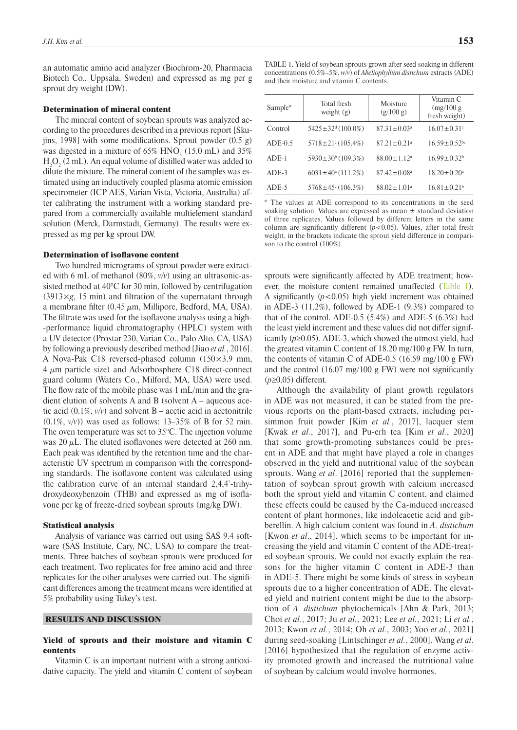an automatic amino acid analyzer (Biochrom-20, Pharmacia Biotech Co., Uppsala, Sweden) and expressed as mg per g sprout dry weight (DW).

### Determination of mineral content

The mineral content of soybean sprouts was analyzed according to the procedures described in a previous report [Skujins, 1998] with some modifications. Sprout powder (0.5 g) was digested in a mixture of 65% $HNO_3$ (15.0 mL) and 35% $H_2O_2$ (2 mL). An equal volume of distilled water was added to dilute the mixture. The mineral content of the samples was estimated using an inductively coupled plasma atomic emission spectrometer (ICP AES, Varian Vista, Victoria, Australia) after calibrating the instrument with a working standard prepared from a commercially available multielement standard solution (Merck, Darmstadt, Germany). The results were expressed as mg per kg sprout DW.

### Determination of isoflavone content

Two hundred micrograms of sprout powder were extracted with 6 mL of methanol (80%, *v/v*) using an ultrasonic-assisted method at 40°C for 30 min, followed by centrifugation (3913×*g*, 15 min) and filtration of the supernatant through a membrane filter (0.45 $\mu$m, Millipore, Bedford, MA, USA). The filtrate was used for the isoflavone analysis using a high-performance liquid chromatography (HPLC) system with a UV detector (Prostar 230, Varian Co., Palo Alto, CA, USA) by following a previously described method [Jiao *et al.*, 2016]. A Nova-Pak C18 reversed-phased column (150×3.9 mm, 4 $\mu$m particle size) and Adsorbosphere C18 direct-connect guard column (Waters Co., Milford, MA, USA) were used. The flow rate of the mobile phase was 1 mL/min and the gradient elution of solvents A and B (solvent A – aqueous acetic acid (0.1%, *v/v*) and solvent B – acetic acid in acetonitrile (0.1%, *v/v*)) was used as follows: 13–35% of B for 52 min. The oven temperature was set to 35°C. The injection volume was 20 $\mu$L. The eluted isoflavones were detected at 260 nm. Each peak was identified by the retention time and the characteristic UV spectrum in comparison with the corresponding standards. The isoflavone content was calculated using the calibration curve of an internal standard 2,4,4'-trihydroxydeoxybenzoin (THB) and expressed as mg of isoflavone per kg of freeze-dried soybean sprouts (mg/kg DW).

### Statistical analysis

Analysis of variance was carried out using SAS 9.4 software (SAS Institute, Cary, NC, USA) to compare the treatments. Three batches of soybean sprouts were produced for each treatment. Two replicates for free amino acid and three replicates for the other analyses were carried out. The significant differences among the treatment means were identified at 5% probability using Tukey's test.

## RESULTS AND DISCUSSION

### Yield of sprouts and their moisture and vitamin C contents

Vitamin C is an important nutrient with a strong antioxidative capacity. The yield and vitamin C content of soybean sprouts were significantly affected by ADE treatment; however, the moisture content remained unaffected (Table 1). A significantly ($p$<0.05) high yield increment was obtained in ADE-3 (11.2%), followed by ADE-1 (9.3%) compared to that of the control. ADE-0.5 (5.4%) and ADE-5 (6.3%) had the least yield increment and these values did not differ significantly ($p$≥0.05). ADE-3, which showed the utmost yield, had the greatest vitamin C content of 18.20 mg/100 g FW. In turn, the contents of vitamin C of ADE-0.5 (16.59 mg/100 g FW) and the control (16.07 mg/100 g FW) were not significantly ($p$≥0.05) different.

TABLE 1. Yield of soybean sprouts grown after seed soaking in different concentrations (0.5%–5%, *w/v*) of *Abeliophyllum distichum* extracts (ADE) and their moisture and vitamin C contents.

| Sample* | Total fresh weight (g) | Moisture (g/100 g) | Vitamin C (mg/100 g fresh weight) |
|---|---|---|---|
| Control | 5425±32[d] (100.0%) | 87.31±0.03[a] | 16.07±0.31[c] |
| ADE-0.5 | 5718±21[c] (105.4%) | 87.21±0.21[a] | 16.59±0.52[bc] |
| ADE-1 | 5930±30[b] (109.3%) | 88.00±1.12[a] | 16.99±0.32[b] |
| ADE-3 | 6031±40[a] (111.2%) | 87.42±0.08[a] | 18.20±0.20[a] |
| ADE-5 | 5768±45[c] (106.3%) | 88.02±1.01[a] | 16.81±0.21[b] |

* The values at ADE correspond to its concentrations in the seed soaking solution. Values are expressed as mean ± standard deviation of three replicates. Values followed by different letters in the same column are significantly different ($p$<0.05). Values, after total fresh weight, in the brackets indicate the sprout yield difference in comparison to the control (100%).

Although the availability of plant growth regulators in ADE was not measured, it can be stated from the previous reports on the plant-based extracts, including persimmon fruit powder [Kim *et al.*, 2017], lacquer stem [Kwak *et al.*, 2017], and Pu-erh tea [Kim *et al.*, 2020] that some growth-promoting substances could be present in ADE and that might have played a role in changes observed in the yield and nutritional value of the soybean sprouts. Wang *et al*. [2016] reported that the supplementation of soybean sprout growth with calcium increased both the sprout yield and vitamin C content, and claimed these effects could be caused by the Ca-induced increased content of plant hormones, like indoleacetic acid and gibberellin. A high calcium content was found in *A. distichum* [Kwon *et al*., 2014], which seems to be important for increasing the yield and vitamin C content of the ADE-treated soybean sprouts. We could not exactly explain the reasons for the higher vitamin C content in ADE-3 than in ADE-5. There might be some kinds of stress in soybean sprouts due to a higher concentration of ADE. The elevated yield and nutrient content might be due to the absorption of *A. distichum* phytochemicals [Ahn & Park, 2013; Choi *et al.*, 2017; Ju *et al.*, 2021; Lee *et al.*, 2021; Li *et al.*, 2013; Kwon *et al.*, 2014; Oh *et al.*, 2003; Yoo *et al.*, 2021] during seed-soaking [Lintschinger *et al.*, 2000]. Wang *et al*. [2016] hypothesized that the regulation of enzyme activity promoted growth and increased the nutritional value of soybean by calcium would involve hormones.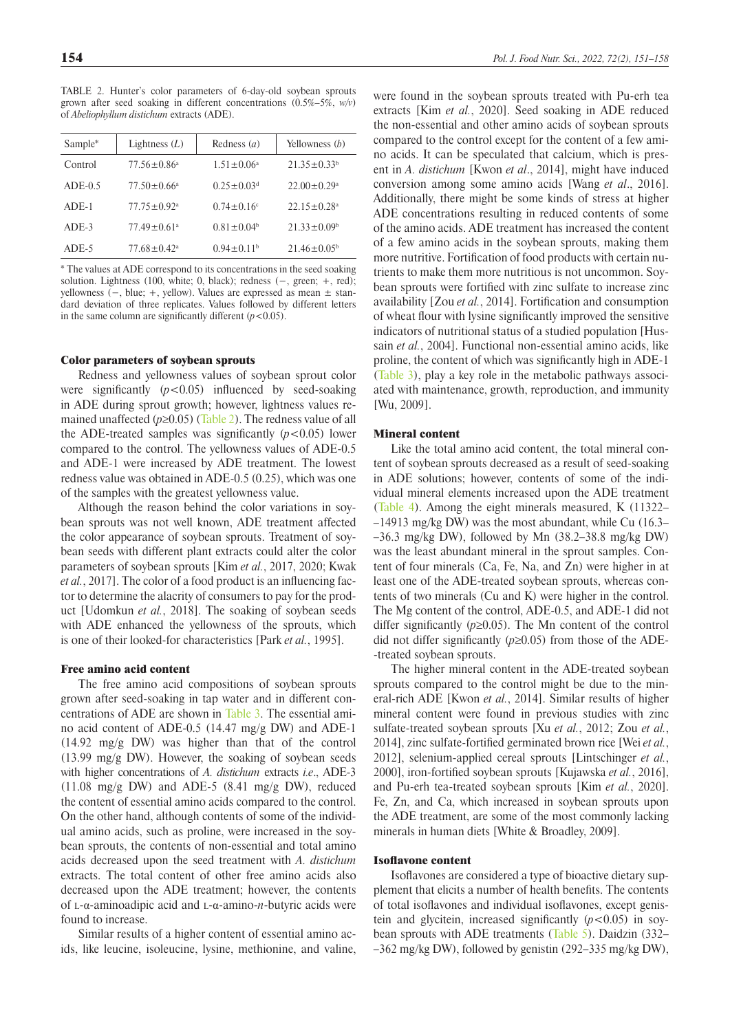TABLE 2. Hunter's color parameters of 6-day-old soybean sprouts grown after seed soaking in different concentrations (0.5%–5%, *w/v*) of *Abeliophyllum distichum* extracts (ADE).

| Sample* | Lightness (*L*) | Redness (*a*) | Yellowness (*b*) |
|---|---|---|---|
| Control | 77.56±0.86[a] | 1.51±0.06[a] | 21.35±0.33[b] |
| ADE-0.5 | 77.50±0.66[a] | 0.25±0.03[d] | 22.00±0.29[a] |
| ADE-1 | 77.75±0.92[a] | 0.74±0.16[c] | 22.15±0.28[a] |
| ADE-3 | 77.49±0.61[a] | 0.81±0.04[b] | 21.33±0.09[b] |
| ADE-5 | 77.68±0.42[a] | 0.94±0.11[b] | 21.46±0.05[b] |

* The values at ADE correspond to its concentrations in the seed soaking solution. Lightness (100, white; 0, black); redness (−, green; +, red); yellowness (−, blue; +, yellow). Values are expressed as mean ± standard deviation of three replicates. Values followed by different letters in the same column are significantly different ($p<0.05$).

### Color parameters of soybean sprouts

Redness and yellowness values of soybean sprout color were significantly ($p<0.05$) influenced by seed-soaking in ADE during sprout growth; however, lightness values remained unaffected ($p\geq0.05$) (Table 2). The redness value of all the ADE-treated samples was significantly ($p<0.05$) lower compared to the control. The yellowness values of ADE-0.5 and ADE-1 were increased by ADE treatment. The lowest redness value was obtained in ADE-0.5 (0.25), which was one of the samples with the greatest yellowness value.

Although the reason behind the color variations in soybean sprouts was not well known, ADE treatment affected the color appearance of soybean sprouts. Treatment of soybean seeds with different plant extracts could alter the color parameters of soybean sprouts [Kim *et al.*, 2017, 2020; Kwak *et al.*, 2017]. The color of a food product is an influencing factor to determine the alacrity of consumers to pay for the product [Udomkun *et al.*, 2018]. The soaking of soybean seeds with ADE enhanced the yellowness of the sprouts, which is one of their looked-for characteristics [Park *et al.*, 1995].

### Free amino acid content

The free amino acid compositions of soybean sprouts grown after seed-soaking in tap water and in different concentrations of ADE are shown in Table 3. The essential amino acid content of ADE-0.5 (14.47 mg/g DW) and ADE-1 (14.92 mg/g DW) was higher than that of the control (13.99 mg/g DW). However, the soaking of soybean seeds with higher concentrations of *A. distichum* extracts *i.e*., ADE-3 (11.08 mg/g DW) and ADE-5 (8.41 mg/g DW), reduced the content of essential amino acids compared to the control. On the other hand, although contents of some of the individual amino acids, such as proline, were increased in the soybean sprouts, the contents of non-essential and total amino acids decreased upon the seed treatment with *A. distichum* extracts. The total content of other free amino acids also decreased upon the ADE treatment; however, the contents of L-α-aminoadipic acid and L-α-amino-*n*-butyric acids were found to increase.

Similar results of a higher content of essential amino acids, like leucine, isoleucine, lysine, methionine, and valine, were found in the soybean sprouts treated with Pu-erh tea extracts [Kim *et al.*, 2020]. Seed soaking in ADE reduced the non-essential and other amino acids of soybean sprouts compared to the control except for the content of a few amino acids. It can be speculated that calcium, which is present in *A. distichum* [Kwon *et al*., 2014], might have induced conversion among some amino acids [Wang *et al*., 2016]. Additionally, there might be some kinds of stress at higher ADE concentrations resulting in reduced contents of some of the amino acids. ADE treatment has increased the content of a few amino acids in the soybean sprouts, making them more nutritive. Fortification of food products with certain nutrients to make them more nutritious is not uncommon. Soybean sprouts were fortified with zinc sulfate to increase zinc availability [Zou *et al.*, 2014]. Fortification and consumption of wheat flour with lysine significantly improved the sensitive indicators of nutritional status of a studied population [Hussain *et al.*, 2004]. Functional non-essential amino acids, like proline, the content of which was significantly high in ADE-1 (Table 3), play a key role in the metabolic pathways associated with maintenance, growth, reproduction, and immunity [Wu, 2009].

### Mineral content

Like the total amino acid content, the total mineral content of soybean sprouts decreased as a result of seed-soaking in ADE solutions; however, contents of some of the individual mineral elements increased upon the ADE treatment (Table 4). Among the eight minerals measured, K (11322–14913 mg/kg DW) was the most abundant, while Cu (16.3–36.3 mg/kg DW), followed by Mn (38.2–38.8 mg/kg DW) was the least abundant mineral in the sprout samples. Content of four minerals (Ca, Fe, Na, and Zn) were higher in at least one of the ADE-treated soybean sprouts, whereas contents of two minerals (Cu and K) were higher in the control. The Mg content of the control, ADE-0.5, and ADE-1 did not differ significantly ($p\geq0.05$). The Mn content of the control did not differ significantly ($p\geq0.05$) from those of the ADE-treated soybean sprouts.

The higher mineral content in the ADE-treated soybean sprouts compared to the control might be due to the mineral-rich ADE [Kwon *et al.*, 2014]. Similar results of higher mineral content were found in previous studies with zinc sulfate-treated soybean sprouts [Xu *et al.*, 2012; Zou *et al.*, 2014], zinc sulfate-fortified germinated brown rice [Wei *et al.*, 2012], selenium-applied cereal sprouts [Lintschinger *et al.*, 2000], iron-fortified soybean sprouts [Kujawska *et al.*, 2016], and Pu-erh tea-treated soybean sprouts [Kim *et al.*, 2020]. Fe, Zn, and Ca, which increased in soybean sprouts upon the ADE treatment, are some of the most commonly lacking minerals in human diets [White & Broadley, 2009].

### Isoflavone content

Isoflavones are considered a type of bioactive dietary supplement that elicits a number of health benefits. The contents of total isoflavones and individual isoflavones, except genistein and glycitein, increased significantly ($p<0.05$) in soybean sprouts with ADE treatments (Table 5). Daidzin (332–362 mg/kg DW), followed by genistin (292–335 mg/kg DW),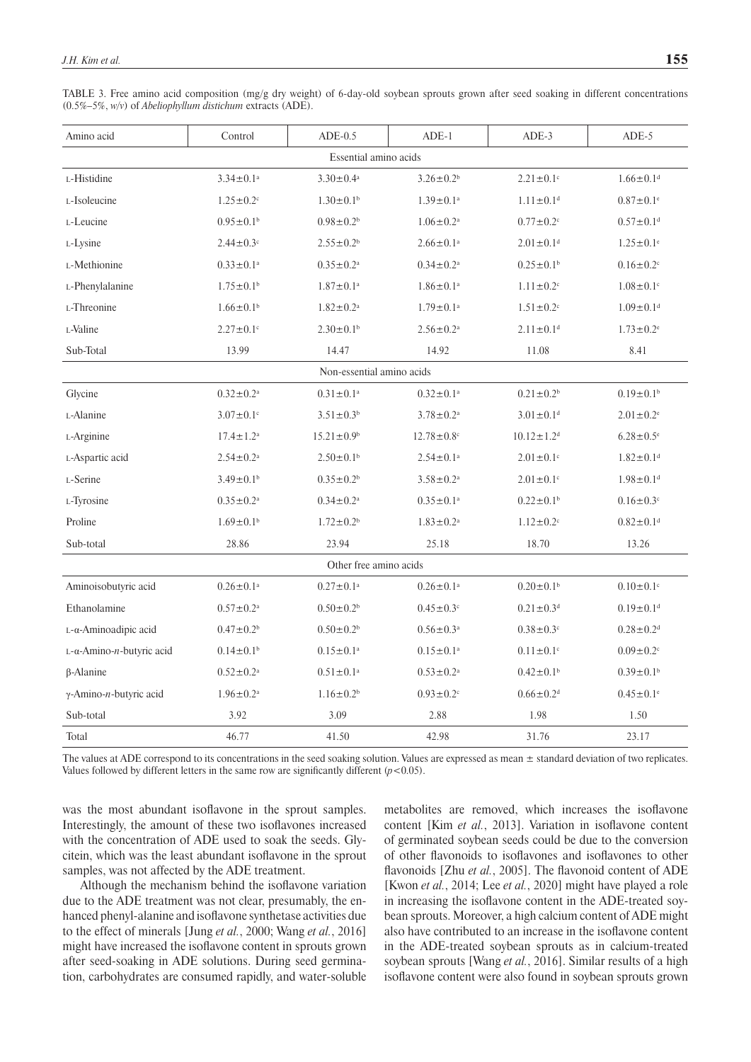TABLE 3. Free amino acid composition (mg/g dry weight) of 6-day-old soybean sprouts grown after seed soaking in different concentrations (0.5%–5%, *w/v*) of *Abeliophyllum distichum* extracts (ADE).

| Amino acid | Control | ADE-0.5 | ADE-1 | ADE-3 | ADE-5 |
|---|---|---|---|---|---|
| Essential amino acids | | | | | |
| L-Histidine | 3.34±0.1[a] | 3.30±0.4[a] | 3.26±0.2[b] | 2.21±0.1[c] | 1.66±0.1[d] |
| L-Isoleucine | 1.25±0.2[c] | 1.30±0.1[b] | 1.39±0.1[a] | 1.11±0.1[d] | 0.87±0.1[e] |
| L-Leucine | 0.95±0.1[b] | 0.98±0.2[b] | 1.06±0.2[a] | 0.77±0.2[c] | 0.57±0.1[d] |
| L-Lysine | 2.44±0.3[c] | 2.55±0.2[b] | 2.66±0.1[a] | 2.01±0.1[d] | 1.25±0.1[e] |
| L-Methionine | 0.33±0.1[a] | 0.35±0.2[a] | 0.34±0.2[a] | 0.25±0.1[b] | 0.16±0.2[c] |
| L-Phenylalanine | 1.75±0.1[b] | 1.87±0.1[a] | 1.86±0.1[a] | 1.11±0.2[c] | 1.08±0.1[c] |
| L-Threonine | 1.66±0.1[b] | 1.82±0.2[a] | 1.79±0.1[a] | 1.51±0.2[c] | 1.09±0.1[d] |
| L-Valine | 2.27±0.1[c] | 2.30±0.1[b] | 2.56±0.2[a] | 2.11±0.1[d] | 1.73±0.2[e] |
| Sub-Total | 13.99 | 14.47 | 14.92 | 11.08 | 8.41 |
| Non-essential amino acids | | | | | |
| Glycine | 0.32±0.2[a] | 0.31±0.1[a] | 0.32±0.1[a] | 0.21±0.2[b] | 0.19±0.1[b] |
| L-Alanine | 3.07±0.1[c] | 3.51±0.3[b] | 3.78±0.2[a] | 3.01±0.1[d] | 2.01±0.2[e] |
| L-Arginine | 17.4±1.2[a] | 15.21±0.9[b] | 12.78±0.8[c] | 10.12±1.2[d] | 6.28±0.5[e] |
| L-Aspartic acid | 2.54±0.2[a] | 2.50±0.1[b] | 2.54±0.1[a] | 2.01±0.1[c] | 1.82±0.1[d] |
| L-Serine | 3.49±0.1[b] | 0.35±0.2[b] | 3.58±0.2[a] | 2.01±0.1[c] | 1.98±0.1[d] |
| L-Tyrosine | 0.35±0.2[a] | 0.34±0.2[a] | 0.35±0.1[a] | 0.22±0.1[b] | 0.16±0.3[c] |
| Proline | 1.69±0.1[b] | 1.72±0.2[b] | 1.83±0.2[a] | 1.12±0.2[c] | 0.82±0.1[d] |
| Sub-total | 28.86 | 23.94 | 25.18 | 18.70 | 13.26 |
| Other free amino acids | | | | | |
| Aminoisobutyric acid | 0.26±0.1[a] | 0.27±0.1[a] | 0.26±0.1[a] | 0.20±0.1[b] | 0.10±0.1[c] |
| Ethanolamine | 0.57±0.2[a] | 0.50±0.2[b] | 0.45±0.3[c] | 0.21±0.3[d] | 0.19±0.1[d] |
| L-α-Aminoadipic acid | 0.47±0.2[b] | 0.50±0.2[b] | 0.56±0.3[a] | 0.38±0.3[c] | 0.28±0.2[d] |
| L-α-Amino-*n*-butyric acid | 0.14±0.1[b] | 0.15±0.1[a] | 0.15±0.1[a] | 0.11±0.1[c] | 0.09±0.2[c] |
| β-Alanine | 0.52±0.2[a] | 0.51±0.1[a] | 0.53±0.2[a] | 0.42±0.1[b] | 0.39±0.1[b] |
| γ-Amino-*n*-butyric acid | 1.96±0.2[a] | 1.16±0.2[b] | 0.93±0.2[c] | 0.66±0.2[d] | 0.45±0.1[e] |
| Sub-total | 3.92 | 3.09 | 2.88 | 1.98 | 1.50 |
| Total | 46.77 | 41.50 | 42.98 | 31.76 | 23.17 |

The values at ADE correspond to its concentrations in the seed soaking solution. Values are expressed as mean ± standard deviation of two replicates. Values followed by different letters in the same row are significantly different ($p<0.05$).

was the most abundant isoflavone in the sprout samples. Interestingly, the amount of these two isoflavones increased with the concentration of ADE used to soak the seeds. Glycitein, which was the least abundant isoflavone in the sprout samples, was not affected by the ADE treatment.

Although the mechanism behind the isoflavone variation due to the ADE treatment was not clear, presumably, the enhanced phenyl-alanine and isoflavone synthetase activities due to the effect of minerals [Jung *et al.*, 2000; Wang *et al.*, 2016] might have increased the isoflavone content in sprouts grown after seed-soaking in ADE solutions. During seed germination, carbohydrates are consumed rapidly, and water-soluble metabolites are removed, which increases the isoflavone content [Kim *et al.*, 2013]. Variation in isoflavone content of germinated soybean seeds could be due to the conversion of other flavonoids to isoflavones and isoflavones to other flavonoids [Zhu *et al.*, 2005]. The flavonoid content of ADE [Kwon *et al.*, 2014; Lee *et al.*, 2020] might have played a role in increasing the isoflavone content in the ADE-treated soybean sprouts. Moreover, a high calcium content of ADE might also have contributed to an increase in the isoflavone content in the ADE-treated soybean sprouts as in calcium-treated soybean sprouts [Wang *et al.*, 2016]. Similar results of a high isoflavone content were also found in soybean sprouts grown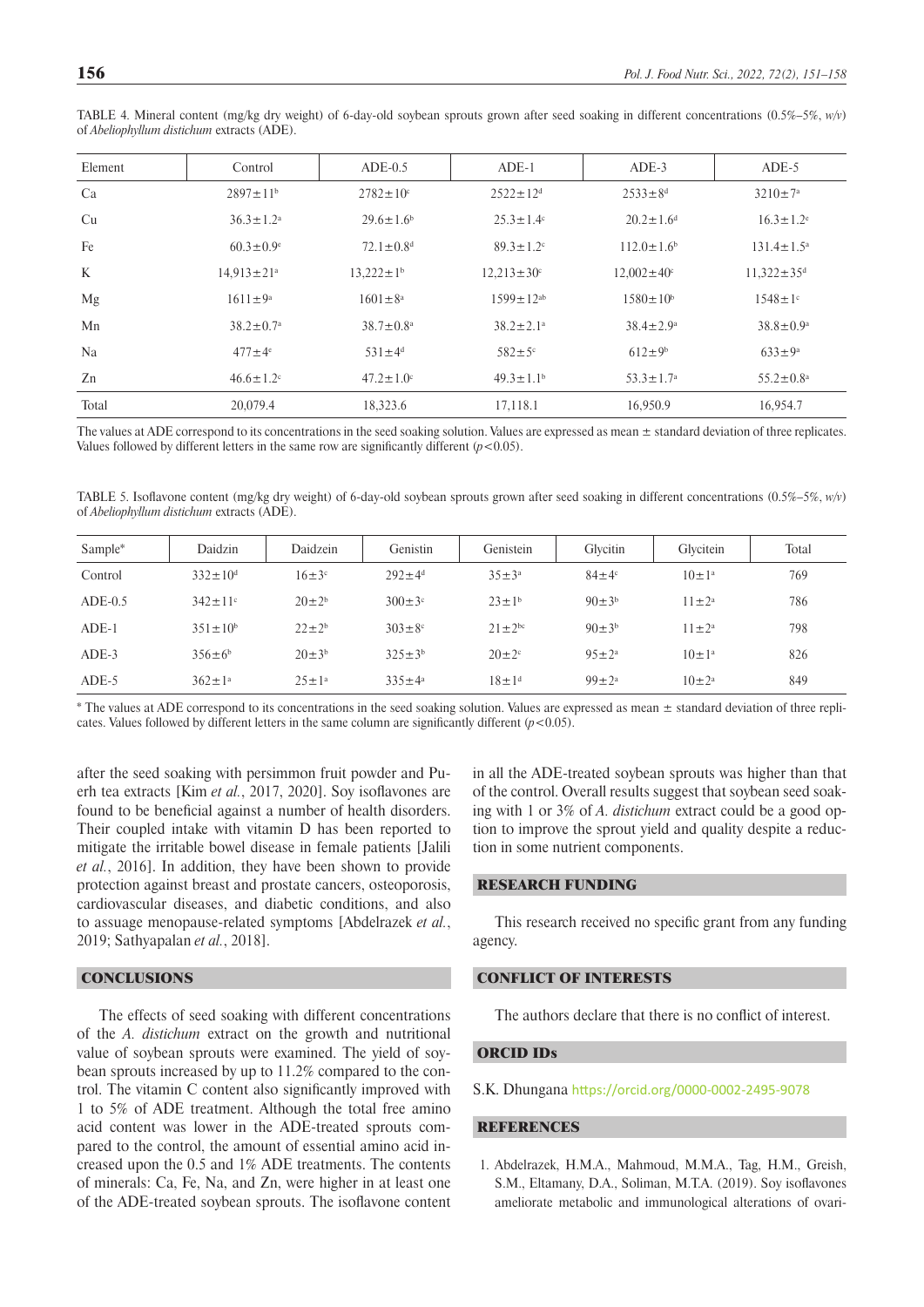TABLE 4. Mineral content (mg/kg dry weight) of 6-day-old soybean sprouts grown after seed soaking in different concentrations (0.5%–5%, *w/v*) of *Abeliophyllum distichum* extracts (ADE).

| Element | Control | ADE-0.5 | ADE-1 | ADE-3 | ADE-5 |
|---|---|---|---|---|---|
| Ca | 2897±11$^{b}$ | 2782±10$^{c}$ | 2522±12$^{d}$ | 2533±8$^{d}$ | 3210±7$^{a}$ |
| Cu | 36.3±1.2$^{a}$ | 29.6±1.6$^{b}$ | 25.3±1.4$^{c}$ | 20.2±1.6$^{d}$ | 16.3±1.2$^{e}$ |
| Fe | 60.3±0.9$^{e}$ | 72.1±0.8$^{d}$ | 89.3±1.2$^{c}$ | 112.0±1.6$^{b}$ | 131.4±1.5$^{a}$ |
| K | 14,913±21$^{a}$ | 13,222±1$^{b}$ | 12,213±30$^{c}$ | 12,002±40$^{c}$ | 11,322±35$^{d}$ |
| Mg | 1611±9$^{a}$ | 1601±8$^{a}$ | 1599±12$^{ab}$ | 1580±10$^{b}$ | 1548±1$^{c}$ |
| Mn | 38.2±0.7$^{a}$ | 38.7±0.8$^{a}$ | 38.2±2.1$^{a}$ | 38.4±2.9$^{a}$ | 38.8±0.9$^{a}$ |
| Na | 477±4$^{e}$ | 531±4$^{d}$ | 582±5$^{c}$ | 612±9$^{b}$ | 633±9$^{a}$ |
| Zn | 46.6±1.2$^{c}$ | 47.2±1.0$^{c}$ | 49.3±1.1$^{b}$ | 53.3±1.7$^{a}$ | 55.2±0.8$^{a}$ |
| Total | 20,079.4 | 18,323.6 | 17,118.1 | 16,950.9 | 16,954.7 |

The values at ADE correspond to its concentrations in the seed soaking solution. Values are expressed as mean ± standard deviation of three replicates. Values followed by different letters in the same row are significantly different ($p<0.05$).

TABLE 5. Isoflavone content (mg/kg dry weight) of 6-day-old soybean sprouts grown after seed soaking in different concentrations (0.5%–5%, *w/v*) of *Abeliophyllum distichum* extracts (ADE).

| Sample* | Daidzin | Daidzein | Genistin | Genistein | Glycitin | Glycitein | Total |
|---|---|---|---|---|---|---|---|
| Control | 332±10$^{d}$ | 16±3$^{c}$ | 292±4$^{d}$ | 35±3$^{a}$ | 84±4$^{c}$ | 10±1$^{a}$ | 769 |
| ADE-0.5 | 342±11$^{c}$ | 20±2$^{b}$ | 300±3$^{c}$ | 23±1$^{b}$ | 90±3$^{b}$ | 11±2$^{a}$ | 786 |
| ADE-1 | 351±10$^{b}$ | 22±2$^{b}$ | 303±8$^{c}$ | 21±2$^{bc}$ | 90±3$^{b}$ | 11±2$^{a}$ | 798 |
| ADE-3 | 356±6$^{b}$ | 20±3$^{b}$ | 325±3$^{b}$ | 20±2$^{c}$ | 95±2$^{a}$ | 10±1$^{a}$ | 826 |
| ADE-5 | 362±1$^{a}$ | 25±1$^{a}$ | 335±4$^{a}$ | 18±1$^{d}$ | 99±2$^{a}$ | 10±2$^{a}$ | 849 |

\* The values at ADE correspond to its concentrations in the seed soaking solution. Values are expressed as mean ± standard deviation of three replicates. Values followed by different letters in the same column are significantly different ($p<0.05$).

after the seed soaking with persimmon fruit powder and Pu-erh tea extracts [Kim *et al.*, 2017, 2020]. Soy isoflavones are found to be beneficial against a number of health disorders. Their coupled intake with vitamin D has been reported to mitigate the irritable bowel disease in female patients [Jalili *et al.*, 2016]. In addition, they have been shown to provide protection against breast and prostate cancers, osteoporosis, cardiovascular diseases, and diabetic conditions, and also to assuage menopause-related symptoms [Abdelrazek *et al.*, 2019; Sathyapalan *et al.*, 2018].

## CONCLUSIONS

The effects of seed soaking with different concentrations of the *A. distichum* extract on the growth and nutritional value of soybean sprouts were examined. The yield of soybean sprouts increased by up to 11.2% compared to the control. The vitamin C content also significantly improved with 1 to 5% of ADE treatment. Although the total free amino acid content was lower in the ADE-treated sprouts compared to the control, the amount of essential amino acid increased upon the 0.5 and 1% ADE treatments. The contents of minerals: Ca, Fe, Na, and Zn, were higher in at least one of the ADE-treated soybean sprouts. The isoflavone content in all the ADE-treated soybean sprouts was higher than that of the control. Overall results suggest that soybean seed soaking with 1 or 3% of *A. distichum* extract could be a good option to improve the sprout yield and quality despite a reduction in some nutrient components.

## RESEARCH FUNDING

This research received no specific grant from any funding agency.

## CONFLICT OF INTERESTS

The authors declare that there is no conflict of interest.

## ORCID IDs

S.K. Dhungana https://orcid.org/0000-0002-2495-9078

## REFERENCES

1. Abdelrazek, H.M.A., Mahmoud, M.M.A., Tag, H.M., Greish, S.M., Eltamany, D.A., Soliman, M.T.A. (2019). Soy isoflavones ameliorate metabolic and immunological alterations of ovari-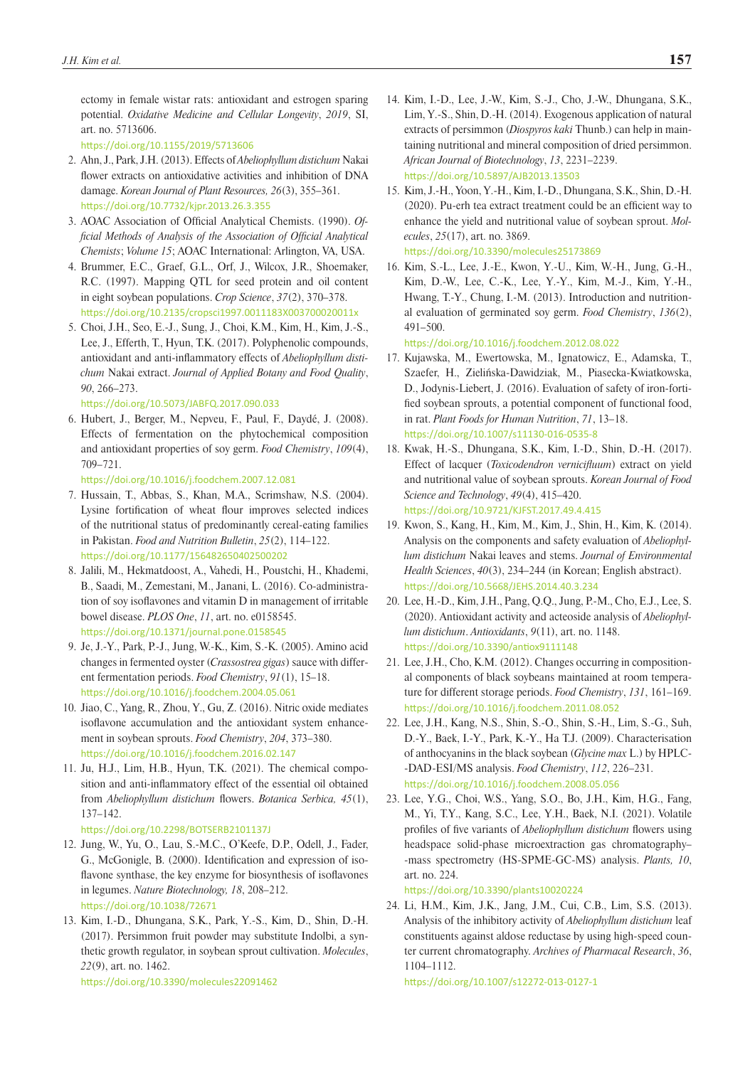ectomy in female wistar rats: antioxidant and estrogen sparing potential. *Oxidative Medicine and Cellular Longevity*, *2019*, SI, art. no. 5713606.
https://doi.org/10.1155/2019/5713606

2. Ahn, J., Park, J.H. (2013). Effects of *Abeliophyllum distichum* Nakai flower extracts on antioxidative activities and inhibition of DNA damage. *Korean Journal of Plant Resources, 26*(3), 355–361.
https://doi.org/10.7732/kjpr.2013.26.3.355
3. AOAC Association of Official Analytical Chemists. (1990). *Official Methods of Analysis of the Association of Official Analytical Chemists*; *Volume 15*; AOAC International: Arlington, VA, USA.
4. Brummer, E.C., Graef, G.L., Orf, J., Wilcox, J.R., Shoemaker, R.C. (1997). Mapping QTL for seed protein and oil content in eight soybean populations. *Crop Science*, *37*(2), 370–378.
https://doi.org/10.2135/cropsci1997.0011183X003700020011x
5. Choi, J.H., Seo, E.-J., Sung, J., Choi, K.M., Kim, H., Kim, J.-S., Lee, J., Efferth, T., Hyun, T.K. (2017). Polyphenolic compounds, antioxidant and anti-inflammatory effects of *Abeliophyllum distichum* Nakai extract. *Journal of Applied Botany and Food Quality*, *90*, 266–273.
https://doi.org/10.5073/JABFQ.2017.090.033
6. Hubert, J., Berger, M., Nepveu, F., Paul, F., Daydé, J. (2008). Effects of fermentation on the phytochemical composition and antioxidant properties of soy germ. *Food Chemistry*, *109*(4), 709–721.
https://doi.org/10.1016/j.foodchem.2007.12.081
7. Hussain, T., Abbas, S., Khan, M.A., Scrimshaw, N.S. (2004). Lysine fortification of wheat flour improves selected indices of the nutritional status of predominantly cereal-eating families in Pakistan. *Food and Nutrition Bulletin*, *25*(2), 114–122.
https://doi.org/10.1177/156482650402500202
8. Jalili, M., Hekmatdoost, A., Vahedi, H., Poustchi, H., Khademi, B., Saadi, M., Zemestani, M., Janani, L. (2016). Co-administration of soy isoflavones and vitamin D in management of irritable bowel disease. *PLOS One*, *11*, art. no. e0158545.
https://doi.org/10.1371/journal.pone.0158545
9. Je, J.-Y., Park, P.-J., Jung, W.-K., Kim, S.-K. (2005). Amino acid changes in fermented oyster (*Crassostrea gigas*) sauce with different fermentation periods. *Food Chemistry*, *91*(1), 15–18.
https://doi.org/10.1016/j.foodchem.2004.05.061
10. Jiao, C., Yang, R., Zhou, Y., Gu, Z. (2016). Nitric oxide mediates isoflavone accumulation and the antioxidant system enhancement in soybean sprouts. *Food Chemistry*, *204*, 373–380.
https://doi.org/10.1016/j.foodchem.2016.02.147
11. Ju, H.J., Lim, H.B., Hyun, T.K. (2021). The chemical composition and anti-inflammatory effect of the essential oil obtained from *Abeliophyllum distichum* flowers. *Botanica Serbica, 45*(1), 137–142.
https://doi.org/10.2298/BOTSERB2101137J
12. Jung, W., Yu, O., Lau, S.-M.C., O'Keefe, D.P., Odell, J., Fader, G., McGonigle, B. (2000). Identification and expression of isoflavone synthase, the key enzyme for biosynthesis of isoflavones in legumes. *Nature Biotechnology, 18*, 208–212.
https://doi.org/10.1038/72671
13. Kim, I.-D., Dhungana, S.K., Park, Y.-S., Kim, D., Shin, D.-H. (2017). Persimmon fruit powder may substitute Indolbi, a synthetic growth regulator, in soybean sprout cultivation. *Molecules*, *22*(9), art. no. 1462.
https://doi.org/10.3390/molecules22091462
14. Kim, I.-D., Lee, J.-W., Kim, S.-J., Cho, J.-W., Dhungana, S.K., Lim, Y.-S., Shin, D.-H. (2014). Exogenous application of natural extracts of persimmon (*Diospyros kaki* Thunb.) can help in maintaining nutritional and mineral composition of dried persimmon. *African Journal of Biotechnology*, *13*, 2231–2239.
https://doi.org/10.5897/AJB2013.13503
15. Kim, J.-H., Yoon, Y.-H., Kim, I.-D., Dhungana, S.K., Shin, D.-H. (2020). Pu-erh tea extract treatment could be an efficient way to enhance the yield and nutritional value of soybean sprout. *Molecules*, *25*(17), art. no. 3869.
https://doi.org/10.3390/molecules25173869
16. Kim, S.-L., Lee, J.-E., Kwon, Y.-U., Kim, W.-H., Jung, G.-H., Kim, D.-W., Lee, C.-K., Lee, Y.-Y., Kim, M.-J., Kim, Y.-H., Hwang, T.-Y., Chung, I.-M. (2013). Introduction and nutritional evaluation of germinated soy germ. *Food Chemistry*, *136*(2), 491–500.
https://doi.org/10.1016/j.foodchem.2012.08.022
17. Kujawska, M., Ewertowska, M., Ignatowicz, E., Adamska, T., Szaefer, H., Zielińska-Dawidziak, M., Piasecka-Kwiatkowska, D., Jodynis-Liebert, J. (2016). Evaluation of safety of iron-fortified soybean sprouts, a potential component of functional food, in rat. *Plant Foods for Human Nutrition*, *71*, 13–18.
https://doi.org/10.1007/s11130-016-0535-8
18. Kwak, H.-S., Dhungana, S.K., Kim, I.-D., Shin, D.-H. (2017). Effect of lacquer (*Toxicodendron vernicifluum*) extract on yield and nutritional value of soybean sprouts. *Korean Journal of Food Science and Technology*, *49*(4), 415–420.
https://doi.org/10.9721/KJFST.2017.49.4.415
19. Kwon, S., Kang, H., Kim, M., Kim, J., Shin, H., Kim, K. (2014). Analysis on the components and safety evaluation of *Abeliophyllum distichum* Nakai leaves and stems. *Journal of Environmental Health Sciences*, *40*(3), 234–244 (in Korean; English abstract).
https://doi.org/10.5668/JEHS.2014.40.3.234
20. Lee, H.-D., Kim, J.H., Pang, Q.Q., Jung, P.-M., Cho, E.J., Lee, S. (2020). Antioxidant activity and acteoside analysis of *Abeliophyllum distichum*. *Antioxidants*, *9*(11), art. no. 1148.
https://doi.org/10.3390/antiox9111148
21. Lee, J.H., Cho, K.M. (2012). Changes occurring in compositional components of black soybeans maintained at room temperature for different storage periods. *Food Chemistry*, *131*, 161–169.
https://doi.org/10.1016/j.foodchem.2011.08.052
22. Lee, J.H., Kang, N.S., Shin, S.-O., Shin, S.-H., Lim, S.-G., Suh, D.-Y., Baek, I.-Y., Park, K.-Y., Ha T.J. (2009). Characterisation of anthocyanins in the black soybean (*Glycine max* L.) by HPLC-DAD-ESI/MS analysis. *Food Chemistry*, *112*, 226–231.
https://doi.org/10.1016/j.foodchem.2008.05.056
23. Lee, Y.G., Choi, W.S., Yang, S.O., Bo, J.H., Kim, H.G., Fang, M., Yi, T.Y., Kang, S.C., Lee, Y.H., Baek, N.I. (2021). Volatile profiles of five variants of *Abeliophyllum distichum* flowers using headspace solid-phase microextraction gas chromatography–mass spectrometry (HS-SPME-GC-MS) analysis. *Plants, 10*, art. no. 224.
https://doi.org/10.3390/plants10020224
24. Li, H.M., Kim, J.K., Jang, J.M., Cui, C.B., Lim, S.S. (2013). Analysis of the inhibitory activity of *Abeliophyllum distichum* leaf constituents against aldose reductase by using high-speed counter current chromatography. *Archives of Pharmacal Research*, *36*, 1104–1112.
https://doi.org/10.1007/s12272-013-0127-1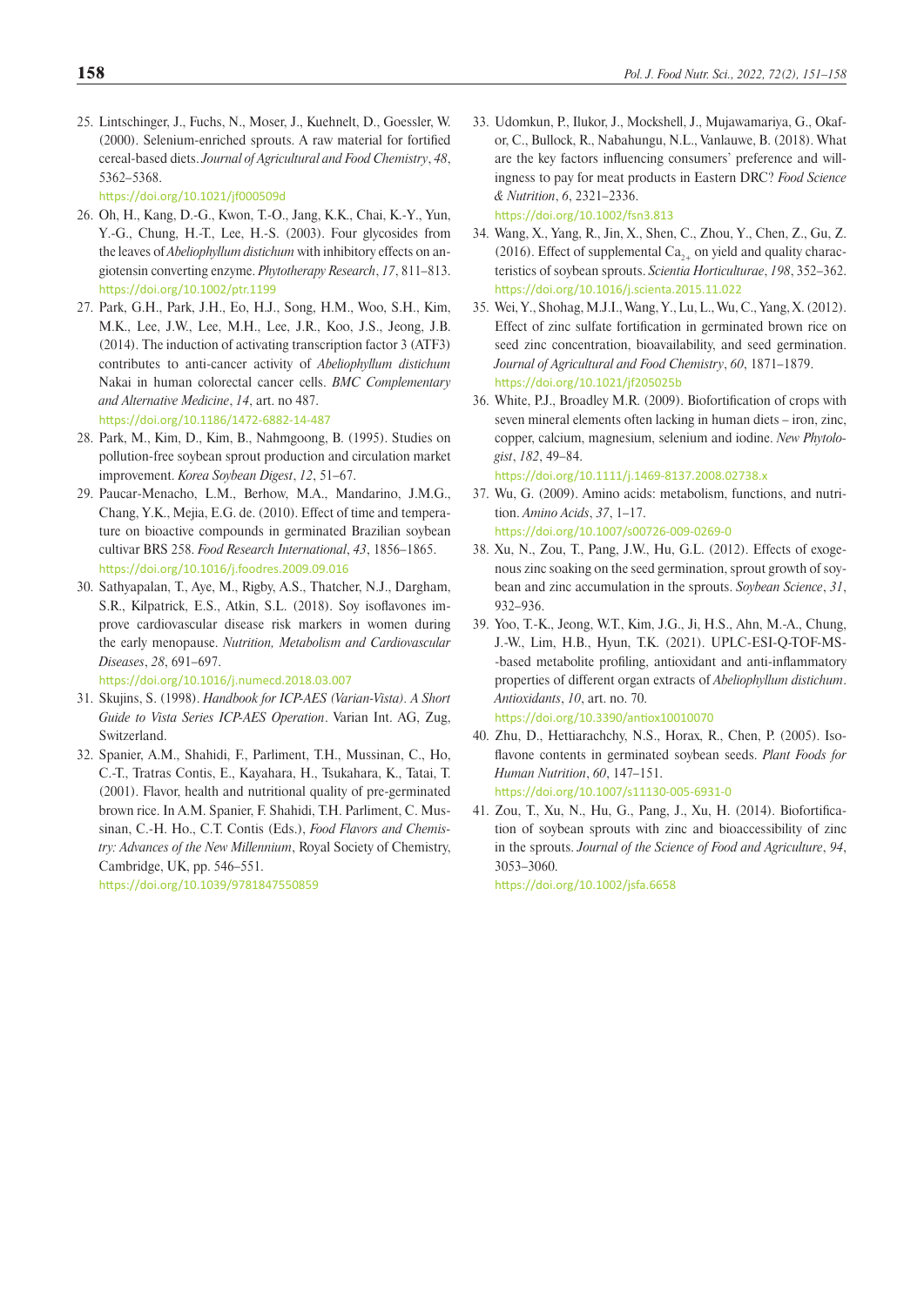25. Lintschinger, J., Fuchs, N., Moser, J., Kuehnelt, D., Goessler, W. (2000). Selenium-enriched sprouts. A raw material for fortified cereal-based diets. *Journal of Agricultural and Food Chemistry*, *48*, 5362–5368.
https://doi.org/10.1021/jf000509d
26. Oh, H., Kang, D.-G., Kwon, T.-O., Jang, K.K., Chai, K.-Y., Yun, Y.-G., Chung, H.-T., Lee, H.-S. (2003). Four glycosides from the leaves of *Abeliophyllum distichum* with inhibitory effects on angiotensin converting enzyme. *Phytotherapy Research*, *17*, 811–813.
https://doi.org/10.1002/ptr.1199
27. Park, G.H., Park, J.H., Eo, H.J., Song, H.M., Woo, S.H., Kim, M.K., Lee, J.W., Lee, M.H., Lee, J.R., Koo, J.S., Jeong, J.B. (2014). The induction of activating transcription factor 3 (ATF3) contributes to anti-cancer activity of *Abeliophyllum distichum* Nakai in human colorectal cancer cells. *BMC Complementary and Alternative Medicine*, *14*, art. no 487.
https://doi.org/10.1186/1472-6882-14-487
28. Park, M., Kim, D., Kim, B., Nahmgoong, B. (1995). Studies on pollution-free soybean sprout production and circulation market improvement. *Korea Soybean Digest*, *12*, 51–67.
29. Paucar-Menacho, L.M., Berhow, M.A., Mandarino, J.M.G., Chang, Y.K., Mejia, E.G. de. (2010). Effect of time and temperature on bioactive compounds in germinated Brazilian soybean cultivar BRS 258. *Food Research International*, *43*, 1856–1865.
https://doi.org/10.1016/j.foodres.2009.09.016
30. Sathyapalan, T., Aye, M., Rigby, A.S., Thatcher, N.J., Dargham, S.R., Kilpatrick, E.S., Atkin, S.L. (2018). Soy isoflavones improve cardiovascular disease risk markers in women during the early menopause. *Nutrition, Metabolism and Cardiovascular Diseases*, *28*, 691–697.
https://doi.org/10.1016/j.numecd.2018.03.007
31. Skujins, S. (1998). *Handbook for ICP-AES (Varian-Vista). A Short Guide to Vista Series ICP-AES Operation*. Varian Int. AG, Zug, Switzerland.
32. Spanier, A.M., Shahidi, F., Parliment, T.H., Mussinan, C., Ho, C.-T., Tratras Contis, E., Kayahara, H., Tsukahara, K., Tatai, T. (2001). Flavor, health and nutritional quality of pre-germinated brown rice. In A.M. Spanier, F. Shahidi, T.H. Parliment, C. Mussinan, C.-H. Ho., C.T. Contis (Eds.), *Food Flavors and Chemistry: Advances of the New Millennium*, Royal Society of Chemistry, Cambridge, UK, pp. 546–551.
https://doi.org/10.1039/9781847550859
33. Udomkun, P., Ilukor, J., Mockshell, J., Mujawamariya, G., Okafor, C., Bullock, R., Nabahungu, N.L., Vanlauwe, B. (2018). What are the key factors influencing consumers' preference and willingness to pay for meat products in Eastern DRC? *Food Science & Nutrition*, *6*, 2321–2336.
https://doi.org/10.1002/fsn3.813
34. Wang, X., Yang, R., Jin, X., Shen, C., Zhou, Y., Chen, Z., Gu, Z. (2016). Effect of supplemental $Ca_{2+}$ on yield and quality characteristics of soybean sprouts. *Scientia Horticulturae*, *198*, 352–362.
https://doi.org/10.1016/j.scienta.2015.11.022
35. Wei, Y., Shohag, M.J.I., Wang, Y., Lu, L., Wu, C., Yang, X. (2012). Effect of zinc sulfate fortification in germinated brown rice on seed zinc concentration, bioavailability, and seed germination. *Journal of Agricultural and Food Chemistry*, *60*, 1871–1879.
https://doi.org/10.1021/jf205025b
36. White, P.J., Broadley M.R. (2009). Biofortification of crops with seven mineral elements often lacking in human diets – iron, zinc, copper, calcium, magnesium, selenium and iodine. *New Phytologist*, *182*, 49–84.
https://doi.org/10.1111/j.1469-8137.2008.02738.x
37. Wu, G. (2009). Amino acids: metabolism, functions, and nutrition. *Amino Acids*, *37*, 1–17.
https://doi.org/10.1007/s00726-009-0269-0
38. Xu, N., Zou, T., Pang, J.W., Hu, G.L. (2012). Effects of exogenous zinc soaking on the seed germination, sprout growth of soybean and zinc accumulation in the sprouts. *Soybean Science*, *31*, 932–936.
39. Yoo, T.-K., Jeong, W.T., Kim, J.G., Ji, H.S., Ahn, M.-A., Chung, J.-W., Lim, H.B., Hyun, T.K. (2021). UPLC-ESI-Q-TOF-MS-based metabolite profiling, antioxidant and anti-inflammatory properties of different organ extracts of *Abeliophyllum distichum*. *Antioxidants*, *10*, art. no. 70.
https://doi.org/10.3390/antiox10010070
40. Zhu, D., Hettiarachchy, N.S., Horax, R., Chen, P. (2005). Isoflavone contents in germinated soybean seeds. *Plant Foods for Human Nutrition*, *60*, 147–151.
https://doi.org/10.1007/s11130-005-6931-0
41. Zou, T., Xu, N., Hu, G., Pang, J., Xu, H. (2014). Biofortification of soybean sprouts with zinc and bioaccessibility of zinc in the sprouts. *Journal of the Science of Food and Agriculture*, *94*, 3053–3060.
https://doi.org/10.1002/jsfa.6658